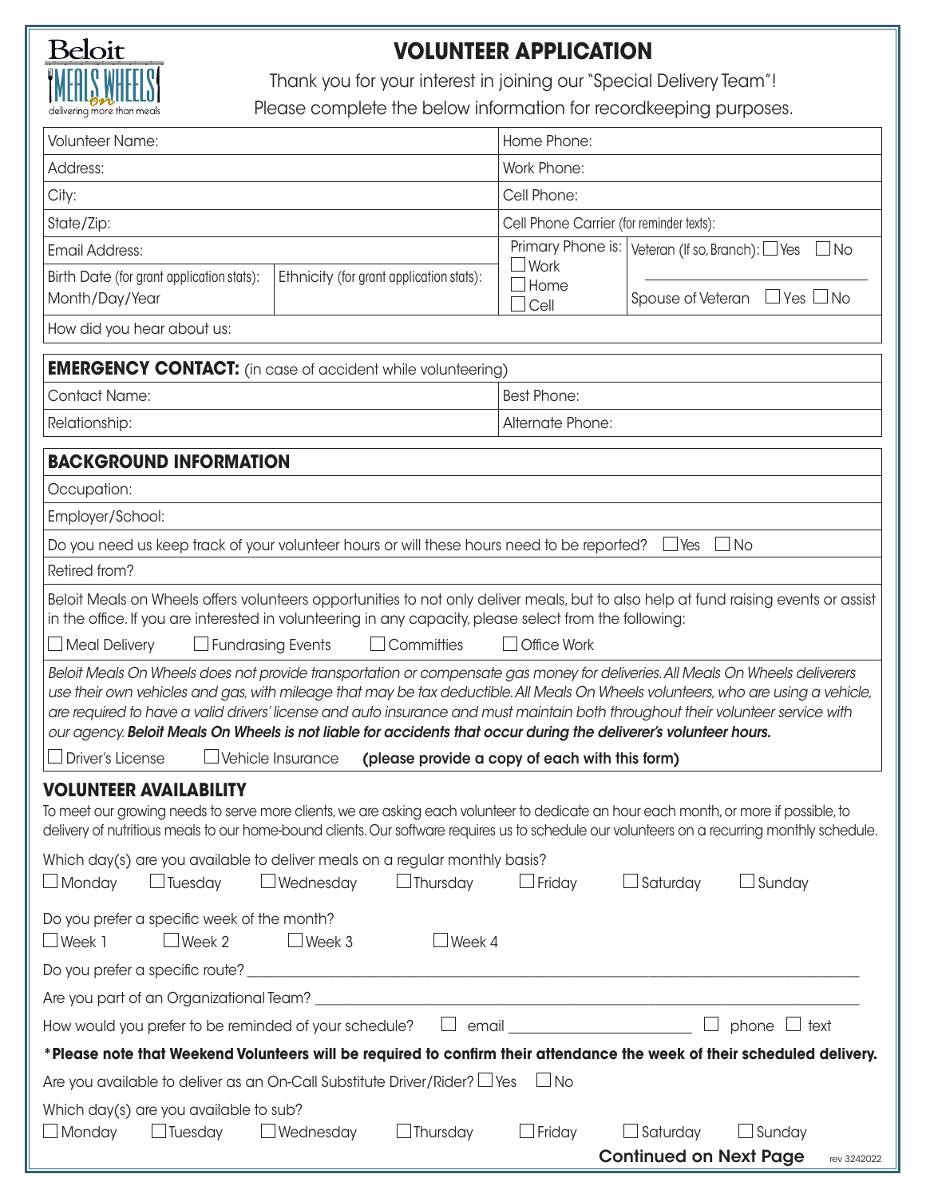Beloit MEALS on WHEELS
delivering more than meals

# VOLUNTEER APPLICATION

Thank you for your interest in joining our "Special Delivery Team"!
Please complete the below information for recordkeeping purposes.

| | | | |
|---|---|---|---|
| Volunteer Name: | | Home Phone: | |
| Address: | | Work Phone: | |
| City: | | Cell Phone: | |
| State/Zip: | | Cell Phone Carrier (for reminder texts): | |
| Email Address: | | Primary Phone is: ☐ Work ☐ Home ☐ Cell | Veteran (If so, Branch): ☐ Yes ☐ No |
| Birth Date (for grant application stats): Month/Day/Year | Ethnicity (for grant application stats): | | Spouse of Veteran ☐ Yes ☐ No |
| How did you hear about us: | | | |

## EMERGENCY CONTACT: (in case of accident while volunteering)

| | |
|---|---|
| Contact Name: | Best Phone: |
| Relationship: | Alternate Phone: |

## BACKGROUND INFORMATION

Occupation:

Employer/School:

Do you need us keep track of your volunteer hours or will these hours need to be reported? ☐ Yes ☐ No

Retired from?

Beloit Meals on Wheels offers volunteers opportunities to not only deliver meals, but to also help at fund raising events or assist in the office. If you are interested in volunteering in any capacity, please select from the following:

☐ Meal Delivery ☐ Fundrasing Events ☐ Committies ☐ Office Work

*Beloit Meals On Wheels does not provide transportation or compensate gas money for deliveries. All Meals On Wheels deliverers use their own vehicles and gas, with mileage that may be tax deductible. All Meals On Wheels volunteers, who are using a vehicle, are required to have a valid drivers' license and auto insurance and must maintain both throughout their volunteer service with our agency.* ***Beloit Meals On Wheels is not liable for accidents that occur during the deliverer's volunteer hours.***

☐ Driver's License ☐ Vehicle Insurance **(please provide a copy of each with this form)**

## VOLUNTEER AVAILABILITY

To meet our growing needs to serve more clients, we are asking each volunteer to dedicate an hour each month, or more if possible, to delivery of nutritious meals to our home-bound clients. Our software requires us to schedule our volunteers on a recurring monthly schedule.

Which day(s) are you available to deliver meals on a regular monthly basis?

☐ Monday ☐ Tuesday ☐ Wednesday ☐ Thursday ☐ Friday ☐ Saturday ☐ Sunday

Do you prefer a specific week of the month?

☐ Week 1 ☐ Week 2 ☐ Week 3 ☐ Week 4

Do you prefer a specific route? ____________________

Are you part of an Organizational Team? ____________________

How would you prefer to be reminded of your schedule? ☐ email ____________ ☐ phone ☐ text

**\*Please note that Weekend Volunteers will be required to confirm their attendance the week of their scheduled delivery.**

Are you available to deliver as an On-Call Substitute Driver/Rider? ☐ Yes ☐ No

Which day(s) are you available to sub?

☐ Monday ☐ Tuesday ☐ Wednesday ☐ Thursday ☐ Friday ☐ Saturday ☐ Sunday

**Continued on Next Page**

rev 3242022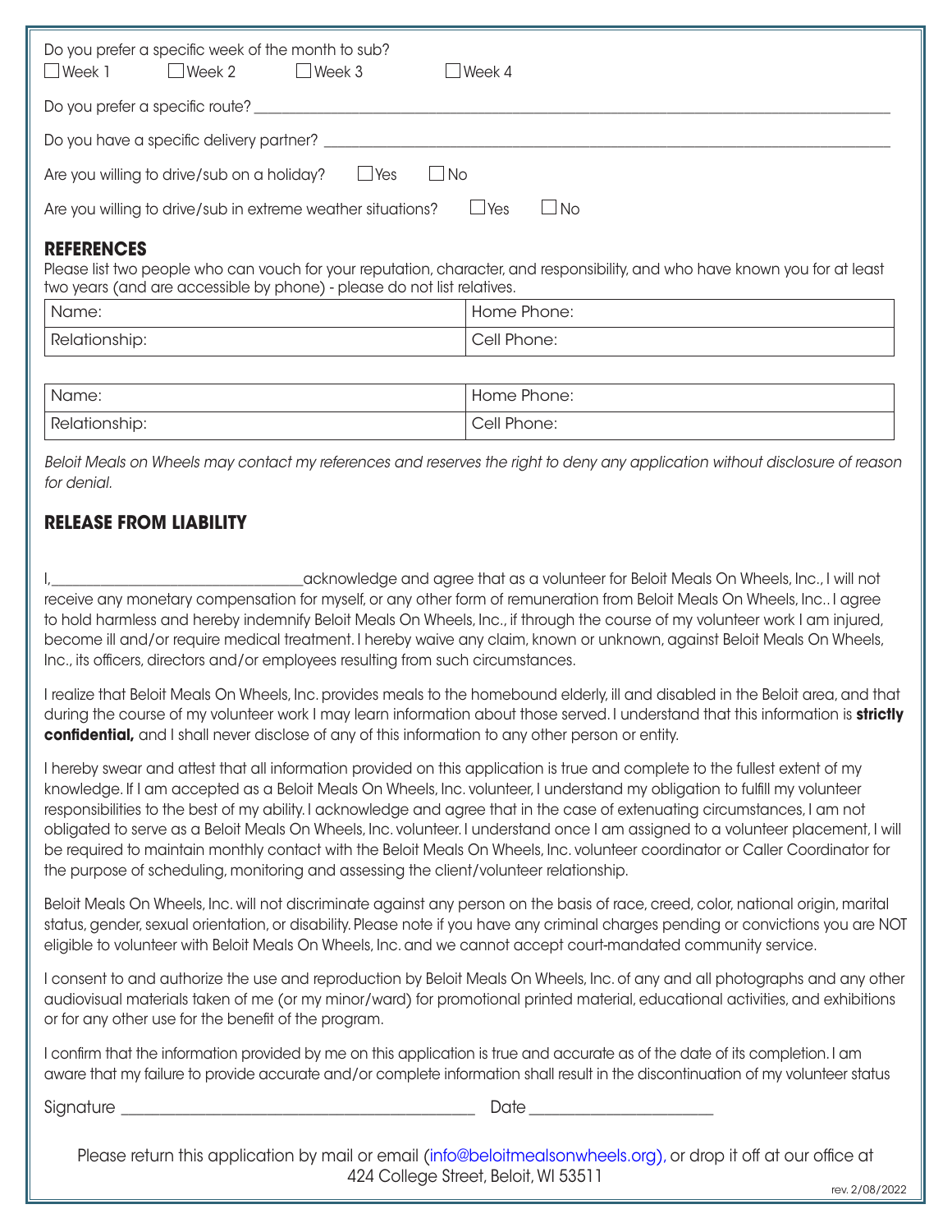Do you prefer a specific week of the month to sub?
☐ Week 1 ☐ Week 2 ☐ Week 3 ☐ Week 4

Do you prefer a specific route? ____________________________________________

Do you have a specific delivery partner? ____________________________________________

Are you willing to drive/sub on a holiday? ☐ Yes ☐ No

Are you willing to drive/sub in extreme weather situations? ☐ Yes ☐ No

## REFERENCES

Please list two people who can vouch for your reputation, character, and responsibility, and who have known you for at least two years (and are accessible by phone) - please do not list relatives.

| | |
|---|---|
| Name: | Home Phone: |
| Relationship: | Cell Phone: |

| | |
|---|---|
| Name: | Home Phone: |
| Relationship: | Cell Phone: |

*Beloit Meals on Wheels may contact my references and reserves the right to deny any application without disclosure of reason for denial.*

## RELEASE FROM LIABILITY

I,________________________________acknowledge and agree that as a volunteer for Beloit Meals On Wheels, Inc., I will not receive any monetary compensation for myself, or any other form of remuneration from Beloit Meals On Wheels, Inc.. I agree to hold harmless and hereby indemnify Beloit Meals On Wheels, Inc., if through the course of my volunteer work I am injured, become ill and/or require medical treatment. I hereby waive any claim, known or unknown, against Beloit Meals On Wheels, Inc., its officers, directors and/or employees resulting from such circumstances.

I realize that Beloit Meals On Wheels, Inc. provides meals to the homebound elderly, ill and disabled in the Beloit area, and that during the course of my volunteer work I may learn information about those served. I understand that this information is **strictly confidential,** and I shall never disclose of any of this information to any other person or entity.

I hereby swear and attest that all information provided on this application is true and complete to the fullest extent of my knowledge. If I am accepted as a Beloit Meals On Wheels, Inc. volunteer, I understand my obligation to fulfill my volunteer responsibilities to the best of my ability. I acknowledge and agree that in the case of extenuating circumstances, I am not obligated to serve as a Beloit Meals On Wheels, Inc. volunteer. I understand once I am assigned to a volunteer placement, I will be required to maintain monthly contact with the Beloit Meals On Wheels, Inc. volunteer coordinator or Caller Coordinator for the purpose of scheduling, monitoring and assessing the client/volunteer relationship.

Beloit Meals On Wheels, Inc. will not discriminate against any person on the basis of race, creed, color, national origin, marital status, gender, sexual orientation, or disability. Please note if you have any criminal charges pending or convictions you are NOT eligible to volunteer with Beloit Meals On Wheels, Inc. and we cannot accept court-mandated community service.

I consent to and authorize the use and reproduction by Beloit Meals On Wheels, Inc. of any and all photographs and any other audiovisual materials taken of me (or my minor/ward) for promotional printed material, educational activities, and exhibitions or for any other use for the benefit of the program.

I confirm that the information provided by me on this application is true and accurate as of the date of its completion. I am aware that my failure to provide accurate and/or complete information shall result in the discontinuation of my volunteer status

Signature ________________________________ Date ____________________

Please return this application by mail or email (info@beloitmealsonwheels.org), or drop it off at our office at 424 College Street, Beloit, WI 53511

rev. 2/08/2022